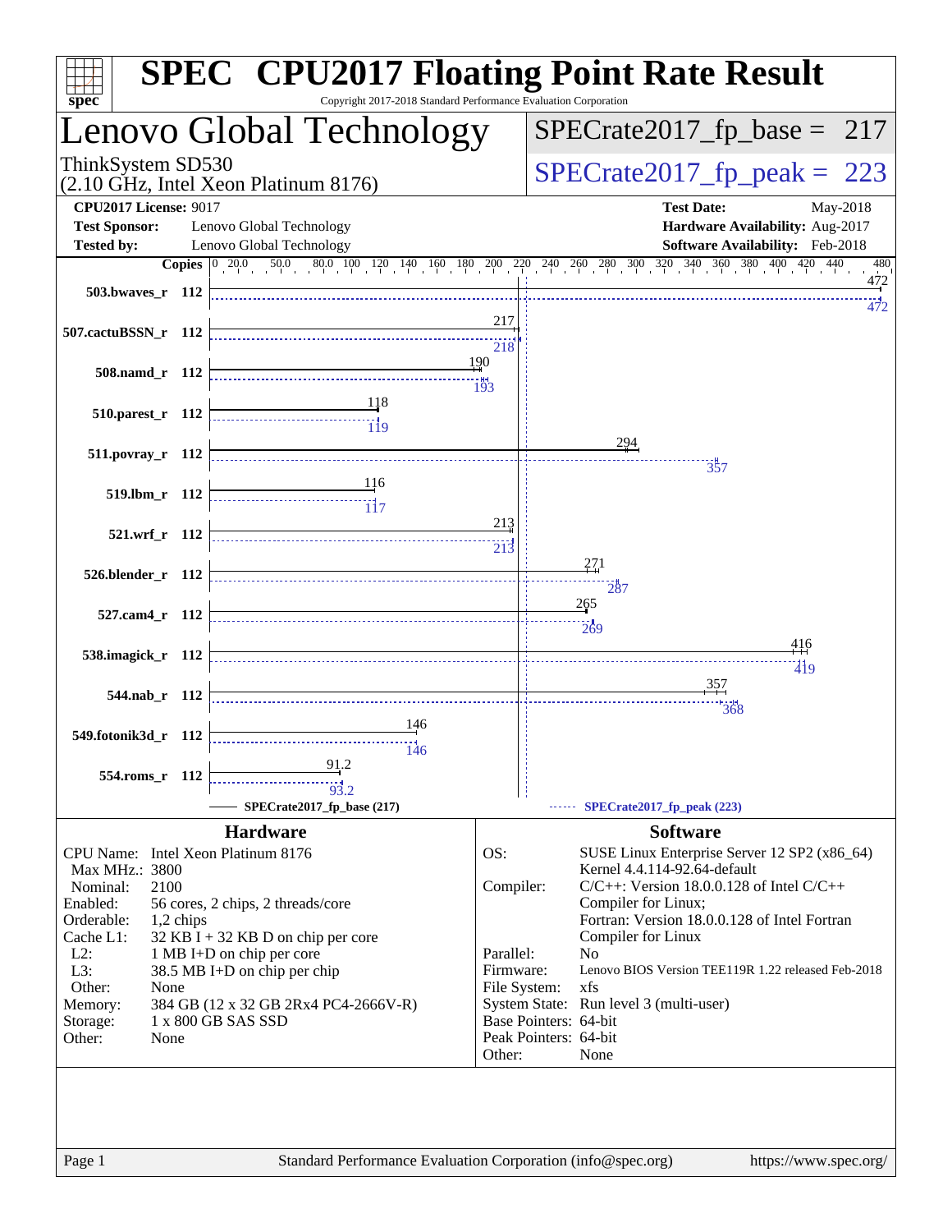# SPEC CPU2017 Floating Point Rate Result

Copyright 2017-2018 Standard Performance Evaluation Corporation

## Lenovo Global Technology

ThinkSystem SD530
(2.10 GHz, Intel Xeon Platinum 8176)

SPECrate2017_fp_base = 217

SPECrate2017_fp_peak = 223

**CPU2017 License:** 9017
**Test Sponsor:** Lenovo Global Technology
**Tested by:** Lenovo Global Technology

**Test Date:** May-2018
**Hardware Availability:** Aug-2017
**Software Availability:** Feb-2018

| Benchmark | Copies | SPECrate2017_fp_base (217) | SPECrate2017_fp_peak (223) |
|---|---|---|---|
| 503.bwaves_r | 112 | 472 | 472 |
| 507.cactuBSSN_r | 112 | 217 | 218 |
| 508.namd_r | 112 | 190 | 193 |
| 510.parest_r | 112 | 118 | 119 |
| 511.povray_r | 112 | 294 | 357 |
| 519.lbm_r | 112 | 116 | 117 |
| 521.wrf_r | 112 | 213 | 213 |
| 526.blender_r | 112 | 271 | 287 |
| 527.cam4_r | 112 | 265 | 269 |
| 538.imagick_r | 112 | 416 | 419 |
| 544.nab_r | 112 | 357 | 368 |
| 549.fotonik3d_r | 112 | 146 | 146 |
| 554.roms_r | 112 | 91.2 | 93.2 |

### Hardware

| | |
|---|---|
| CPU Name: | Intel Xeon Platinum 8176 |
| Max MHz.: | 3800 |
| Nominal: | 2100 |
| Enabled: | 56 cores, 2 chips, 2 threads/core |
| Orderable: | 1,2 chips |
| Cache L1: | 32 KB I + 32 KB D on chip per core |
| L2: | 1 MB I+D on chip per core |
| L3: | 38.5 MB I+D on chip per chip |
| Other: | None |
| Memory: | 384 GB (12 x 32 GB 2Rx4 PC4-2666V-R) |
| Storage: | 1 x 800 GB SAS SSD |
| Other: | None |

### Software

| | |
|---|---|
| OS: | SUSE Linux Enterprise Server 12 SP2 (x86_64) Kernel 4.4.114-92.64-default |
| Compiler: | C/C++: Version 18.0.0.128 of Intel C/C++ Compiler for Linux; Fortran: Version 18.0.0.128 of Intel Fortran Compiler for Linux |
| Parallel: | No |
| Firmware: | Lenovo BIOS Version TEE119R 1.22 released Feb-2018 |
| File System: | xfs |
| System State: | Run level 3 (multi-user) |
| Base Pointers: | 64-bit |
| Peak Pointers: | 64-bit |
| Other: | None |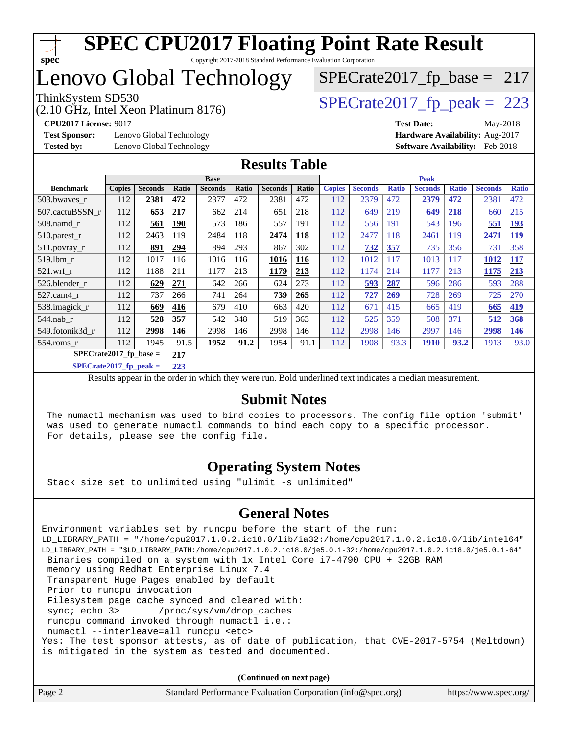# SPEC CPU2017 Floating Point Rate Result

Copyright 2017-2018 Standard Performance Evaluation Corporation

# Lenovo Global Technology

ThinkSystem SD530
(2.10 GHz, Intel Xeon Platinum 8176)

SPECrate2017_fp_base = 217

SPECrate2017_fp_peak = 223

**CPU2017 License:** 9017
**Test Sponsor:** Lenovo Global Technology
**Tested by:** Lenovo Global Technology
**Test Date:** May-2018
**Hardware Availability:** Aug-2017
**Software Availability:** Feb-2018

## Results Table

| Benchmark | Base | | | | | | | Peak | | | | | | |
|---|---|---|---|---|---|---|---|---|---|---|---|---|---|---|
| | Copies | Seconds | Ratio | Seconds | Ratio | Seconds | Ratio | Copies | Seconds | Ratio | Seconds | Ratio | Seconds | Ratio |
| 503.bwaves_r | 112 | **2381** | **472** | 2377 | 472 | 2381 | 472 | 112 | 2379 | 472 | **2379** | **472** | 2381 | 472 |
| 507.cactuBSSN_r | 112 | **653** | **217** | 662 | 214 | 651 | 218 | 112 | 649 | 219 | **649** | **218** | 660 | 215 |
| 508.namd_r | 112 | **561** | **190** | 573 | 186 | 557 | 191 | 112 | 556 | 191 | 543 | 196 | **551** | **193** |
| 510.parest_r | 112 | 2463 | 119 | 2484 | 118 | **2474** | **118** | 112 | 2477 | 118 | 2461 | 119 | **2471** | **119** |
| 511.povray_r | 112 | **891** | **294** | 894 | 293 | 867 | 302 | 112 | **732** | **357** | 735 | 356 | 731 | 358 |
| 519.lbm_r | 112 | 1017 | 116 | 1016 | 116 | **1016** | **116** | 112 | 1012 | 117 | 1013 | 117 | **1012** | **117** |
| 521.wrf_r | 112 | 1188 | 211 | 1177 | 213 | **1179** | **213** | 112 | 1174 | 214 | 1177 | 213 | **1175** | **213** |
| 526.blender_r | 112 | **629** | **271** | 642 | 266 | 624 | 273 | 112 | **593** | **287** | 596 | 286 | 593 | 288 |
| 527.cam4_r | 112 | 737 | 266 | 741 | 264 | **739** | **265** | 112 | **727** | **269** | 728 | 269 | 725 | 270 |
| 538.imagick_r | 112 | **669** | **416** | 679 | 410 | 663 | 420 | 112 | 671 | 415 | 665 | 419 | **665** | **419** |
| 544.nab_r | 112 | **528** | **357** | 542 | 348 | 519 | 363 | 112 | 525 | 359 | 508 | 371 | **512** | **368** |
| 549.fotonik3d_r | 112 | **2998** | **146** | 2998 | 146 | 2998 | 146 | 112 | 2998 | 146 | 2997 | 146 | **2998** | **146** |
| 554.roms_r | 112 | 1945 | 91.5 | **1952** | **91.2** | 1954 | 91.1 | 112 | 1908 | 93.3 | **1910** | **93.2** | 1913 | 93.0 |

**SPECrate2017_fp_base = 217**

**SPECrate2017_fp_peak = 223**

Results appear in the order in which they were run. Bold underlined text indicates a median measurement.

## Submit Notes

```
The numactl mechanism was used to bind copies to processors. The config file option 'submit'
was used to generate numactl commands to bind each copy to a specific processor.
For details, please see the config file.
```

## Operating System Notes

```
Stack size set to unlimited using "ulimit -s unlimited"
```

## General Notes

```
Environment variables set by runcpu before the start of the run:
LD_LIBRARY_PATH = "/home/cpu2017.1.0.2.ic18.0/lib/ia32:/home/cpu2017.1.0.2.ic18.0/lib/intel64"
LD_LIBRARY_PATH = "$LD_LIBRARY_PATH:/home/cpu2017.1.0.2.ic18.0/je5.0.1-32:/home/cpu2017.1.0.2.ic18.0/je5.0.1-64"
 Binaries compiled on a system with 1x Intel Core i7-4790 CPU + 32GB RAM
 memory using Redhat Enterprise Linux 7.4
 Transparent Huge Pages enabled by default
 Prior to runcpu invocation
 Filesystem page cache synced and cleared with:
 sync; echo 3>       /proc/sys/vm/drop_caches
 runcpu command invoked through numactl i.e.:
 numactl --interleave=all runcpu <etc>
Yes: The test sponsor attests, as of date of publication, that CVE-2017-5754 (Meltdown)
is mitigated in the system as tested and documented.
```

**(Continued on next page)**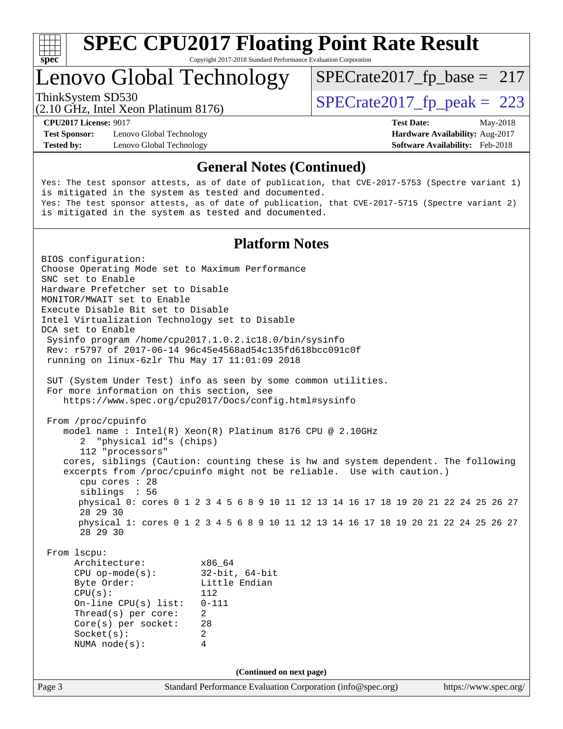# SPEC CPU2017 Floating Point Rate Result

Copyright 2017-2018 Standard Performance Evaluation Corporation

# Lenovo Global Technology

ThinkSystem SD530
(2.10 GHz, Intel Xeon Platinum 8176)

SPECrate2017_fp_base = 217

SPECrate2017_fp_peak = 223

**CPU2017 License:** 9017
**Test Sponsor:** Lenovo Global Technology
**Tested by:** Lenovo Global Technology

**Test Date:** May-2018
**Hardware Availability:** Aug-2017
**Software Availability:** Feb-2018

## General Notes (Continued)

```
Yes: The test sponsor attests, as of date of publication, that CVE-2017-5753 (Spectre variant 1)
is mitigated in the system as tested and documented.
Yes: The test sponsor attests, as of date of publication, that CVE-2017-5715 (Spectre variant 2)
is mitigated in the system as tested and documented.
```

## Platform Notes

```
BIOS configuration:
Choose Operating Mode set to Maximum Performance
SNC set to Enable
Hardware Prefetcher set to Disable
MONITOR/MWAIT set to Enable
Execute Disable Bit set to Disable
Intel Virtualization Technology set to Disable
DCA set to Enable
 Sysinfo program /home/cpu2017.1.0.2.ic18.0/bin/sysinfo
 Rev: r5797 of 2017-06-14 96c45e4568ad54c135fd618bcc091c0f
 running on linux-6zlr Thu May 17 11:01:09 2018

 SUT (System Under Test) info as seen by some common utilities.
 For more information on this section, see
    https://www.spec.org/cpu2017/Docs/config.html#sysinfo

 From /proc/cpuinfo
    model name : Intel(R) Xeon(R) Platinum 8176 CPU @ 2.10GHz
       2  "physical id"s (chips)
       112 "processors"
    cores, siblings (Caution: counting these is hw and system dependent. The following
    excerpts from /proc/cpuinfo might not be reliable.  Use with caution.)
       cpu cores : 28
       siblings  : 56
       physical 0: cores 0 1 2 3 4 5 6 8 9 10 11 12 13 14 16 17 18 19 20 21 22 24 25 26 27
       28 29 30
       physical 1: cores 0 1 2 3 4 5 6 8 9 10 11 12 13 14 16 17 18 19 20 21 22 24 25 26 27
       28 29 30

 From lscpu:
      Architecture:          x86_64
      CPU op-mode(s):        32-bit, 64-bit
      Byte Order:            Little Endian
      CPU(s):                112
      On-line CPU(s) list:   0-111
      Thread(s) per core:    2
      Core(s) per socket:    28
      Socket(s):             2
      NUMA node(s):          4
```

**(Continued on next page)**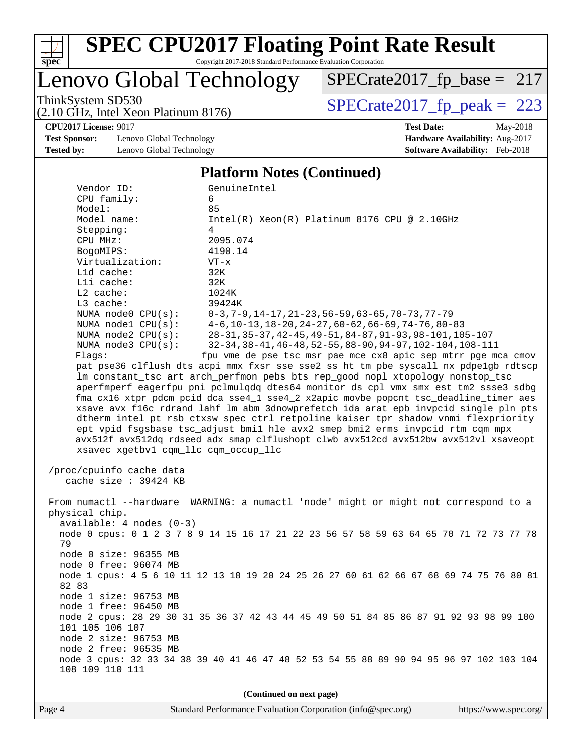## Platform Notes (Continued)

```
Vendor ID:             GenuineIntel
CPU family:            6
Model:                 85
Model name:            Intel(R) Xeon(R) Platinum 8176 CPU @ 2.10GHz
Stepping:              4
CPU MHz:               2095.074
BogoMIPS:              4190.14
Virtualization:        VT-x
L1d cache:             32K
L1i cache:             32K
L2 cache:              1024K
L3 cache:              39424K
NUMA node0 CPU(s):     0-3,7-9,14-17,21-23,56-59,63-65,70-73,77-79
NUMA node1 CPU(s):     4-6,10-13,18-20,24-27,60-62,66-69,74-76,80-83
NUMA node2 CPU(s):     28-31,35-37,42-45,49-51,84-87,91-93,98-101,105-107
NUMA node3 CPU(s):     32-34,38-41,46-48,52-55,88-90,94-97,102-104,108-111
Flags:                 fpu vme de pse tsc msr pae mce cx8 apic sep mtrr pge mca cmov
pat pse36 clflush dts acpi mmx fxsr sse sse2 ss ht tm pbe syscall nx pdpe1gb rdtscp
lm constant_tsc art arch_perfmon pebs bts rep_good nopl xtopology nonstop_tsc
aperfmperf eagerfpu pni pclmulqdq dtes64 monitor ds_cpl vmx smx est tm2 ssse3 sdbg
fma cx16 xtpr pdcm pcid dca sse4_1 sse4_2 x2apic movbe popcnt tsc_deadline_timer aes
xsave avx f16c rdrand lahf_lm abm 3dnowprefetch ida arat epb invpcid_single pln pts
dtherm intel_pt rsb_ctxsw spec_ctrl retpoline kaiser tpr_shadow vnmi flexpriority
ept vpid fsgsbase tsc_adjust bmi1 hle avx2 smep bmi2 erms invpcid rtm cqm mpx
avx512f avx512dq rdseed adx smap clflushopt clwb avx512cd avx512bw avx512vl xsaveopt
xsavec xgetbv1 cqm_llc cqm_occup_llc

/proc/cpuinfo cache data
   cache size : 39424 KB

From numactl --hardware  WARNING: a numactl 'node' might or might not correspond to a
physical chip.
  available: 4 nodes (0-3)
  node 0 cpus: 0 1 2 3 7 8 9 14 15 16 17 21 22 23 56 57 58 59 63 64 65 70 71 72 73 77 78
  79
  node 0 size: 96355 MB
  node 0 free: 96074 MB
  node 1 cpus: 4 5 6 10 11 12 13 18 19 20 24 25 26 27 60 61 62 66 67 68 69 74 75 76 80 81
  82 83
  node 1 size: 96753 MB
  node 1 free: 96450 MB
  node 2 cpus: 28 29 30 31 35 36 37 42 43 44 45 49 50 51 84 85 86 87 91 92 93 98 99 100
  101 105 106 107
  node 2 size: 96753 MB
  node 2 free: 96535 MB
  node 3 cpus: 32 33 34 38 39 40 41 46 47 48 52 53 54 55 88 89 90 94 95 96 97 102 103 104
  108 109 110 111
```

(Continued on next page)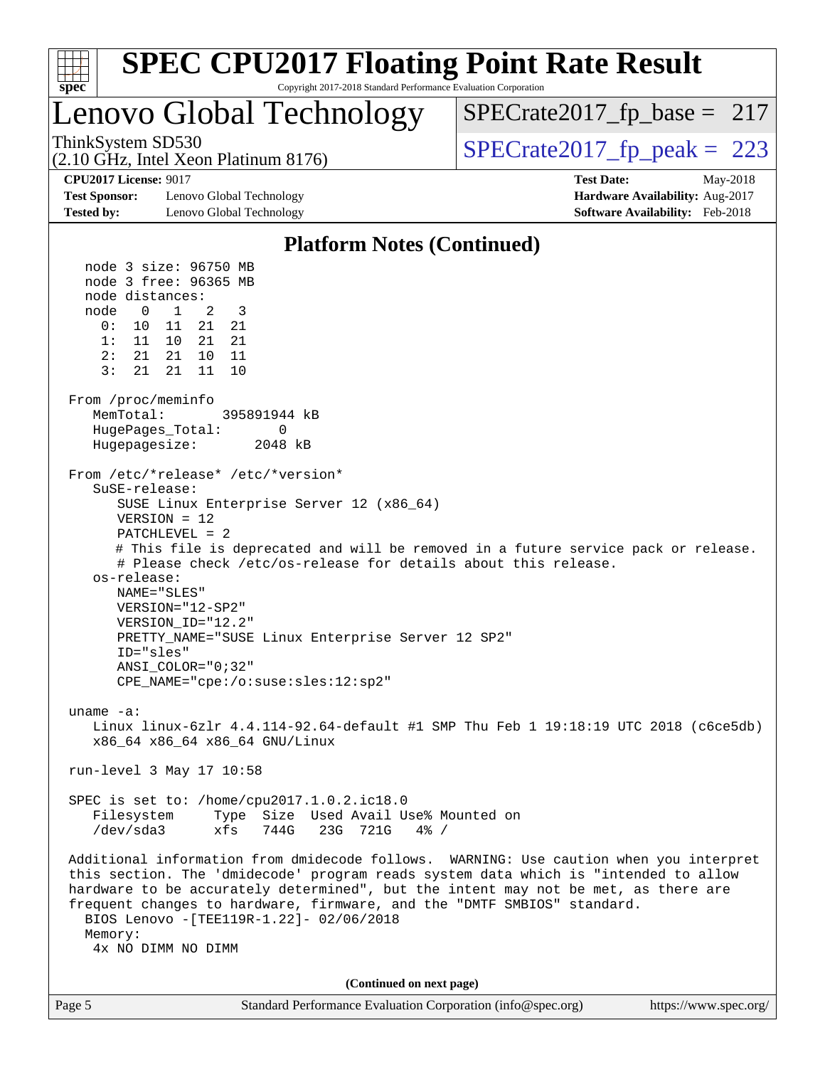## Platform Notes (Continued)

```
  node 3 size: 96750 MB
  node 3 free: 96365 MB
  node distances:
  node   0   1   2   3
    0:  10  11  21  21
    1:  11  10  21  21
    2:  21  21  10  11
    3:  21  21  11  10

From /proc/meminfo
   MemTotal:       395891944 kB
   HugePages_Total:       0
   Hugepagesize:       2048 kB

From /etc/*release* /etc/*version*
   SuSE-release:
      SUSE Linux Enterprise Server 12 (x86_64)
      VERSION = 12
      PATCHLEVEL = 2
      # This file is deprecated and will be removed in a future service pack or release.
      # Please check /etc/os-release for details about this release.
   os-release:
      NAME="SLES"
      VERSION="12-SP2"
      VERSION_ID="12.2"
      PRETTY_NAME="SUSE Linux Enterprise Server 12 SP2"
      ID="sles"
      ANSI_COLOR="0;32"
      CPE_NAME="cpe:/o:suse:sles:12:sp2"

uname -a:
   Linux linux-6zlr 4.4.114-92.64-default #1 SMP Thu Feb 1 19:18:19 UTC 2018 (c6ce5db)
   x86_64 x86_64 x86_64 GNU/Linux

run-level 3 May 17 10:58

SPEC is set to: /home/cpu2017.1.0.2.ic18.0
   Filesystem     Type  Size  Used Avail Use% Mounted on
   /dev/sda3      xfs   744G   23G  721G   4% /

Additional information from dmidecode follows.  WARNING: Use caution when you interpret
this section. The 'dmidecode' program reads system data which is "intended to allow
hardware to be accurately determined", but the intent may not be met, as there are
frequent changes to hardware, firmware, and the "DMTF SMBIOS" standard.
  BIOS Lenovo -[TEE119R-1.22]- 02/06/2018
  Memory:
   4x NO DIMM NO DIMM
```

(Continued on next page)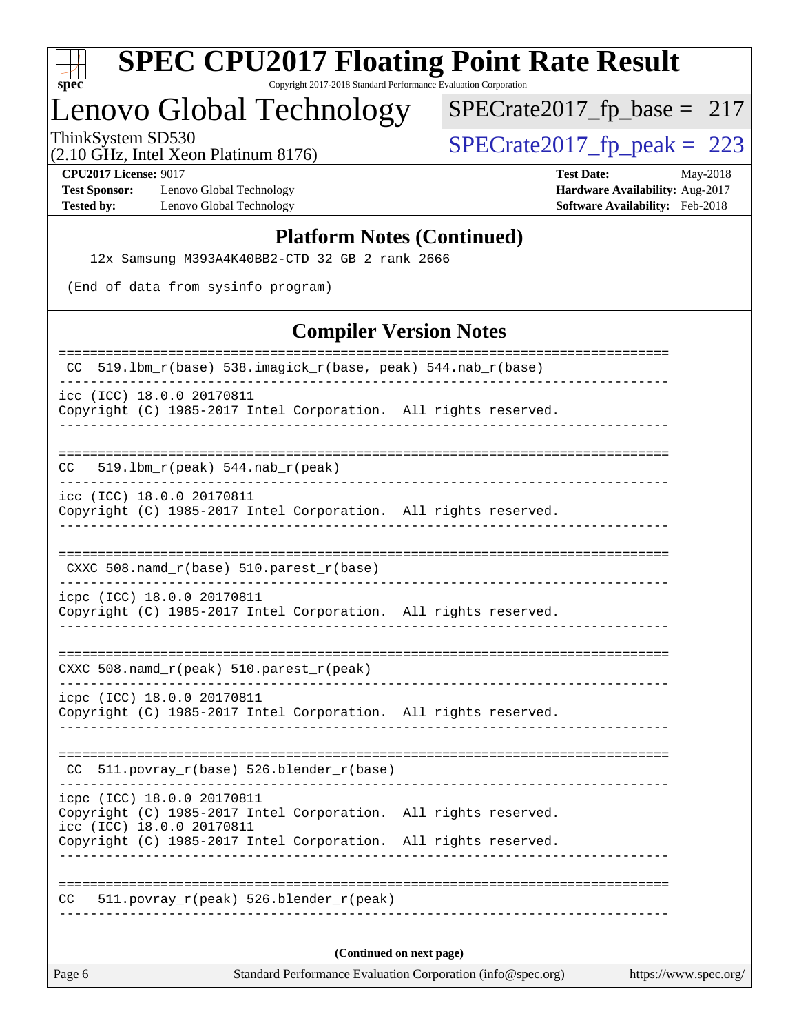## Platform Notes (Continued)

```
    12x Samsung M393A4K40BB2-CTD 32 GB 2 rank 2666

 (End of data from sysinfo program)
```

## Compiler Version Notes

```
==============================================================================
 CC  519.lbm_r(base) 538.imagick_r(base, peak) 544.nab_r(base)
------------------------------------------------------------------------------
icc (ICC) 18.0.0 20170811
Copyright (C) 1985-2017 Intel Corporation.  All rights reserved.
------------------------------------------------------------------------------

==============================================================================
CC   519.lbm_r(peak) 544.nab_r(peak)
------------------------------------------------------------------------------
icc (ICC) 18.0.0 20170811
Copyright (C) 1985-2017 Intel Corporation.  All rights reserved.
------------------------------------------------------------------------------

==============================================================================
 CXXC 508.namd_r(base) 510.parest_r(base)
------------------------------------------------------------------------------
icpc (ICC) 18.0.0 20170811
Copyright (C) 1985-2017 Intel Corporation.  All rights reserved.
------------------------------------------------------------------------------

==============================================================================
CXXC 508.namd_r(peak) 510.parest_r(peak)
------------------------------------------------------------------------------
icpc (ICC) 18.0.0 20170811
Copyright (C) 1985-2017 Intel Corporation.  All rights reserved.
------------------------------------------------------------------------------

==============================================================================
 CC  511.povray_r(base) 526.blender_r(base)
------------------------------------------------------------------------------
icpc (ICC) 18.0.0 20170811
Copyright (C) 1985-2017 Intel Corporation.  All rights reserved.
icc (ICC) 18.0.0 20170811
Copyright (C) 1985-2017 Intel Corporation.  All rights reserved.
------------------------------------------------------------------------------

==============================================================================
CC   511.povray_r(peak) 526.blender_r(peak)
------------------------------------------------------------------------------
```

(Continued on next page)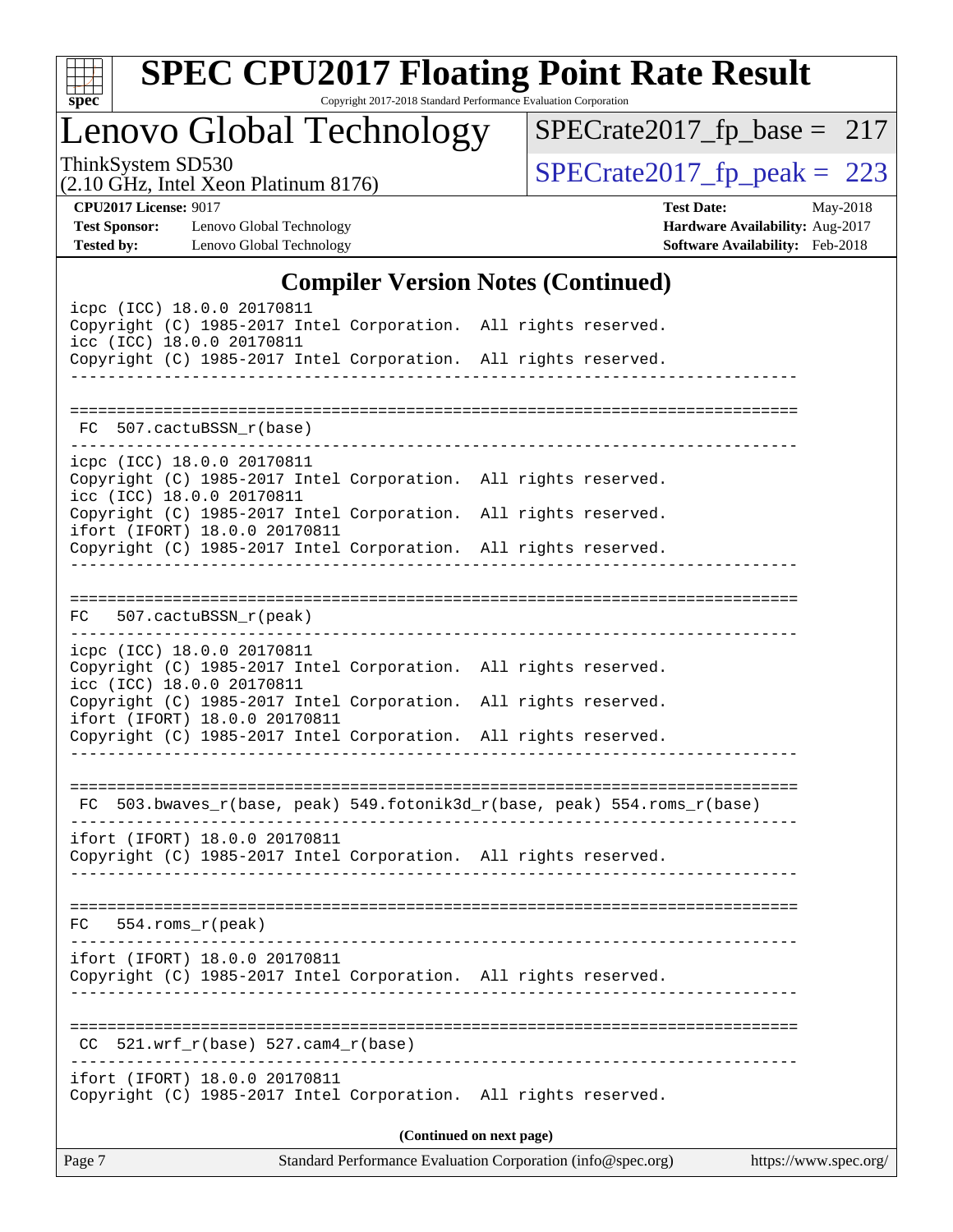## Compiler Version Notes (Continued)

```
icpc (ICC) 18.0.0 20170811
Copyright (C) 1985-2017 Intel Corporation.  All rights reserved.
icc (ICC) 18.0.0 20170811
Copyright (C) 1985-2017 Intel Corporation.  All rights reserved.
------------------------------------------------------------------------------

==============================================================================
 FC  507.cactuBSSN_r(base)
------------------------------------------------------------------------------
icpc (ICC) 18.0.0 20170811
Copyright (C) 1985-2017 Intel Corporation.  All rights reserved.
icc (ICC) 18.0.0 20170811
Copyright (C) 1985-2017 Intel Corporation.  All rights reserved.
ifort (IFORT) 18.0.0 20170811
Copyright (C) 1985-2017 Intel Corporation.  All rights reserved.
------------------------------------------------------------------------------

==============================================================================
 FC   507.cactuBSSN_r(peak)
------------------------------------------------------------------------------
icpc (ICC) 18.0.0 20170811
Copyright (C) 1985-2017 Intel Corporation.  All rights reserved.
icc (ICC) 18.0.0 20170811
Copyright (C) 1985-2017 Intel Corporation.  All rights reserved.
ifort (IFORT) 18.0.0 20170811
Copyright (C) 1985-2017 Intel Corporation.  All rights reserved.
------------------------------------------------------------------------------

==============================================================================
 FC  503.bwaves_r(base, peak) 549.fotonik3d_r(base, peak) 554.roms_r(base)
------------------------------------------------------------------------------
ifort (IFORT) 18.0.0 20170811
Copyright (C) 1985-2017 Intel Corporation.  All rights reserved.
------------------------------------------------------------------------------

==============================================================================
 FC   554.roms_r(peak)
------------------------------------------------------------------------------
ifort (IFORT) 18.0.0 20170811
Copyright (C) 1985-2017 Intel Corporation.  All rights reserved.
------------------------------------------------------------------------------

==============================================================================
 CC  521.wrf_r(base) 527.cam4_r(base)
------------------------------------------------------------------------------
ifort (IFORT) 18.0.0 20170811
Copyright (C) 1985-2017 Intel Corporation.  All rights reserved.
```

**(Continued on next page)**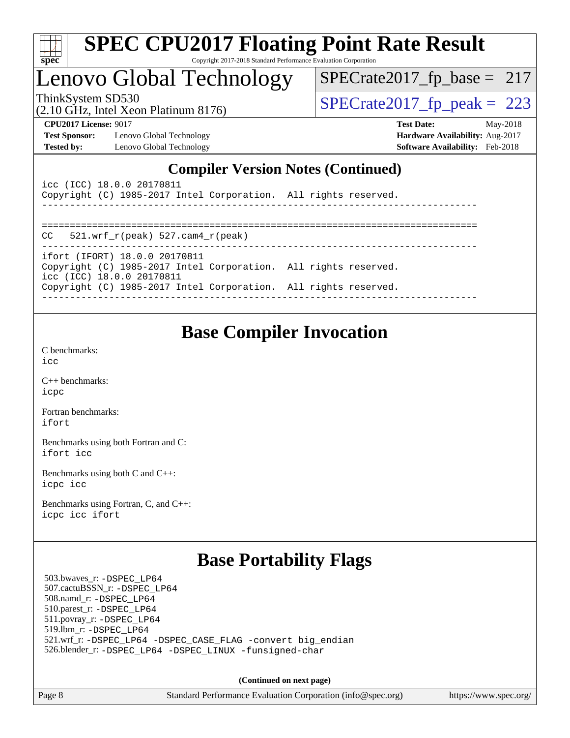## Compiler Version Notes (Continued)

```
icc (ICC) 18.0.0 20170811
Copyright (C) 1985-2017 Intel Corporation.  All rights reserved.
------------------------------------------------------------------------------

==============================================================================
CC   521.wrf_r(peak) 527.cam4_r(peak)
------------------------------------------------------------------------------
ifort (IFORT) 18.0.0 20170811
Copyright (C) 1985-2017 Intel Corporation.  All rights reserved.
icc (ICC) 18.0.0 20170811
Copyright (C) 1985-2017 Intel Corporation.  All rights reserved.
------------------------------------------------------------------------------
```

## Base Compiler Invocation

C benchmarks:
icc

C++ benchmarks:
icpc

Fortran benchmarks:
ifort

Benchmarks using both Fortran and C:
ifort icc

Benchmarks using both C and C++:
icpc icc

Benchmarks using Fortran, C, and C++:
icpc icc ifort

## Base Portability Flags

503.bwaves_r: -DSPEC_LP64
507.cactuBSSN_r: -DSPEC_LP64
508.namd_r: -DSPEC_LP64
510.parest_r: -DSPEC_LP64
511.povray_r: -DSPEC_LP64
519.lbm_r: -DSPEC_LP64
521.wrf_r: -DSPEC_LP64 -DSPEC_CASE_FLAG -convert big_endian
526.blender_r: -DSPEC_LP64 -DSPEC_LINUX -funsigned-char

**(Continued on next page)**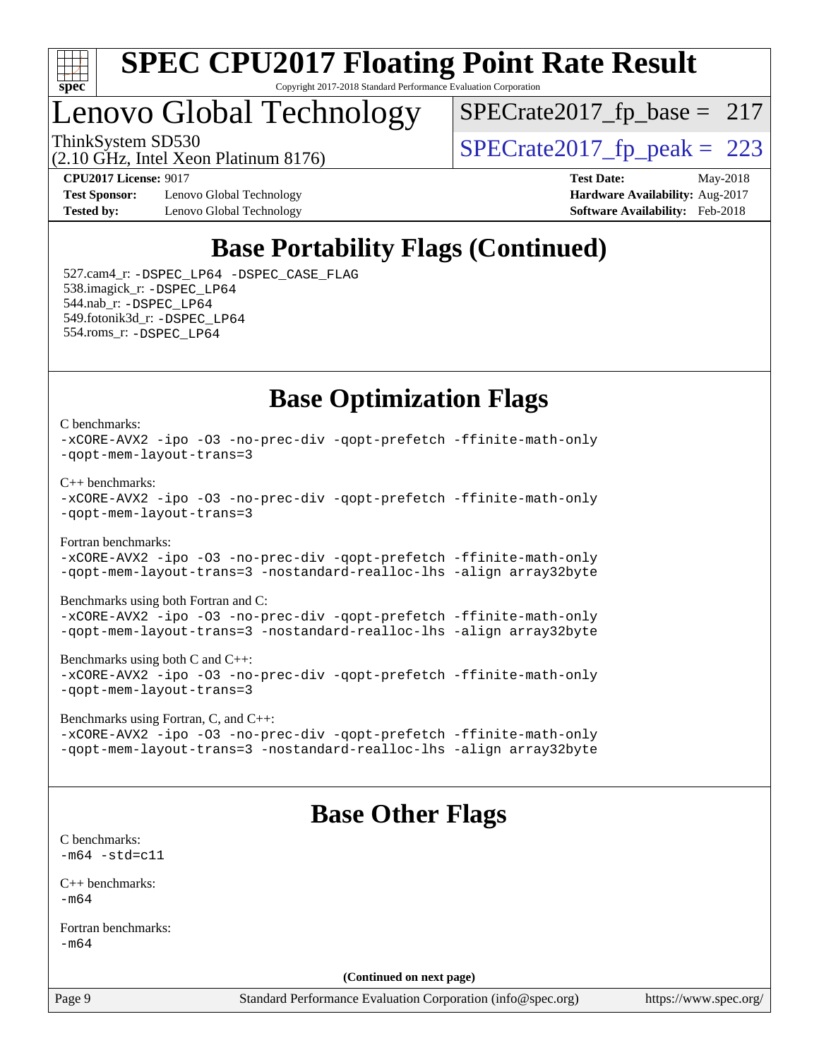# Lenovo Global Technology

ThinkSystem SD530
(2.10 GHz, Intel Xeon Platinum 8176)

SPECrate2017_fp_base = 217

SPECrate2017_fp_peak = 223

**CPU2017 License:** 9017
**Test Sponsor:** Lenovo Global Technology
**Tested by:** Lenovo Global Technology

**Test Date:** May-2018
**Hardware Availability:** Aug-2017
**Software Availability:** Feb-2018

## Base Portability Flags (Continued)

527.cam4_r: -DSPEC_LP64 -DSPEC_CASE_FLAG
538.imagick_r: -DSPEC_LP64
544.nab_r: -DSPEC_LP64
549.fotonik3d_r: -DSPEC_LP64
554.roms_r: -DSPEC_LP64

## Base Optimization Flags

C benchmarks:
-xCORE-AVX2 -ipo -O3 -no-prec-div -qopt-prefetch -ffinite-math-only
-qopt-mem-layout-trans=3

C++ benchmarks:
-xCORE-AVX2 -ipo -O3 -no-prec-div -qopt-prefetch -ffinite-math-only
-qopt-mem-layout-trans=3

Fortran benchmarks:
-xCORE-AVX2 -ipo -O3 -no-prec-div -qopt-prefetch -ffinite-math-only
-qopt-mem-layout-trans=3 -nostandard-realloc-lhs -align array32byte

Benchmarks using both Fortran and C:
-xCORE-AVX2 -ipo -O3 -no-prec-div -qopt-prefetch -ffinite-math-only
-qopt-mem-layout-trans=3 -nostandard-realloc-lhs -align array32byte

Benchmarks using both C and C++:
-xCORE-AVX2 -ipo -O3 -no-prec-div -qopt-prefetch -ffinite-math-only
-qopt-mem-layout-trans=3

Benchmarks using Fortran, C, and C++:
-xCORE-AVX2 -ipo -O3 -no-prec-div -qopt-prefetch -ffinite-math-only
-qopt-mem-layout-trans=3 -nostandard-realloc-lhs -align array32byte

## Base Other Flags

C benchmarks:
-m64 -std=c11

C++ benchmarks:
-m64

Fortran benchmarks:
-m64

**(Continued on next page)**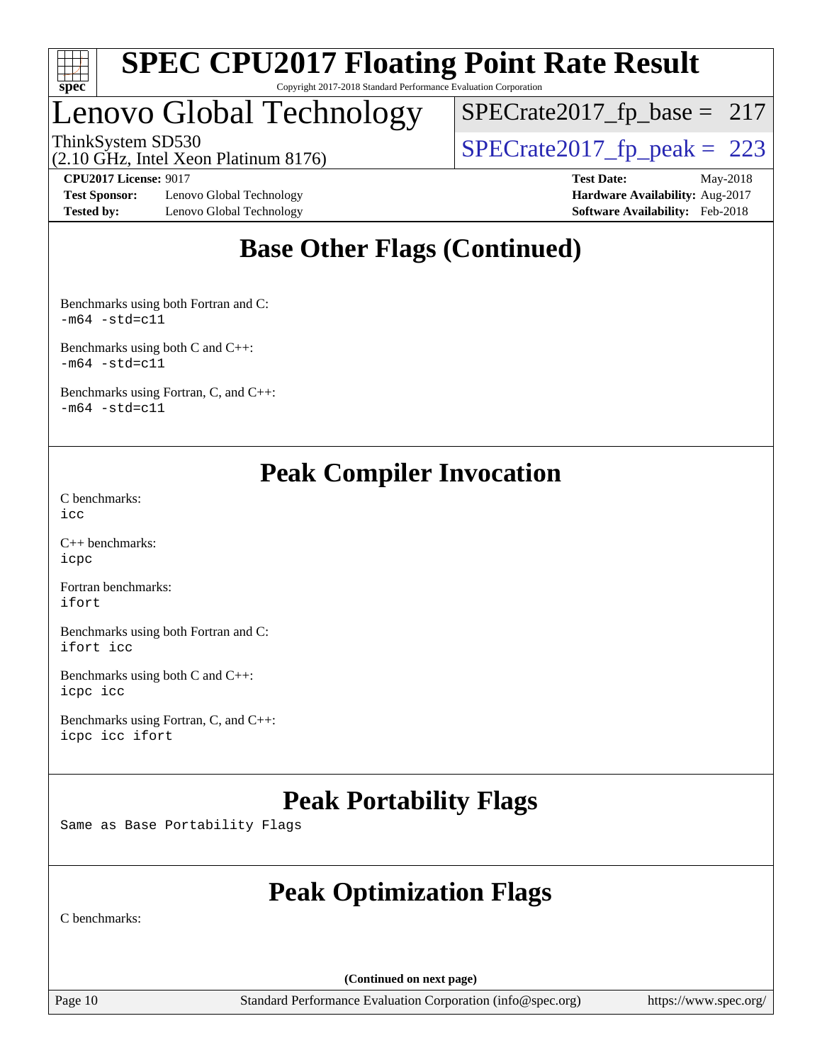## Base Other Flags (Continued)

Benchmarks using both Fortran and C:
`-m64 -std=c11`

Benchmarks using both C and C++:
`-m64 -std=c11`

Benchmarks using Fortran, C, and C++:
`-m64 -std=c11`

## Peak Compiler Invocation

C benchmarks:
`icc`

C++ benchmarks:
`icpc`

Fortran benchmarks:
`ifort`

Benchmarks using both Fortran and C:
`ifort icc`

Benchmarks using both C and C++:
`icpc icc`

Benchmarks using Fortran, C, and C++:
`icpc icc ifort`

## Peak Portability Flags

Same as Base Portability Flags

## Peak Optimization Flags

C benchmarks:

(Continued on next page)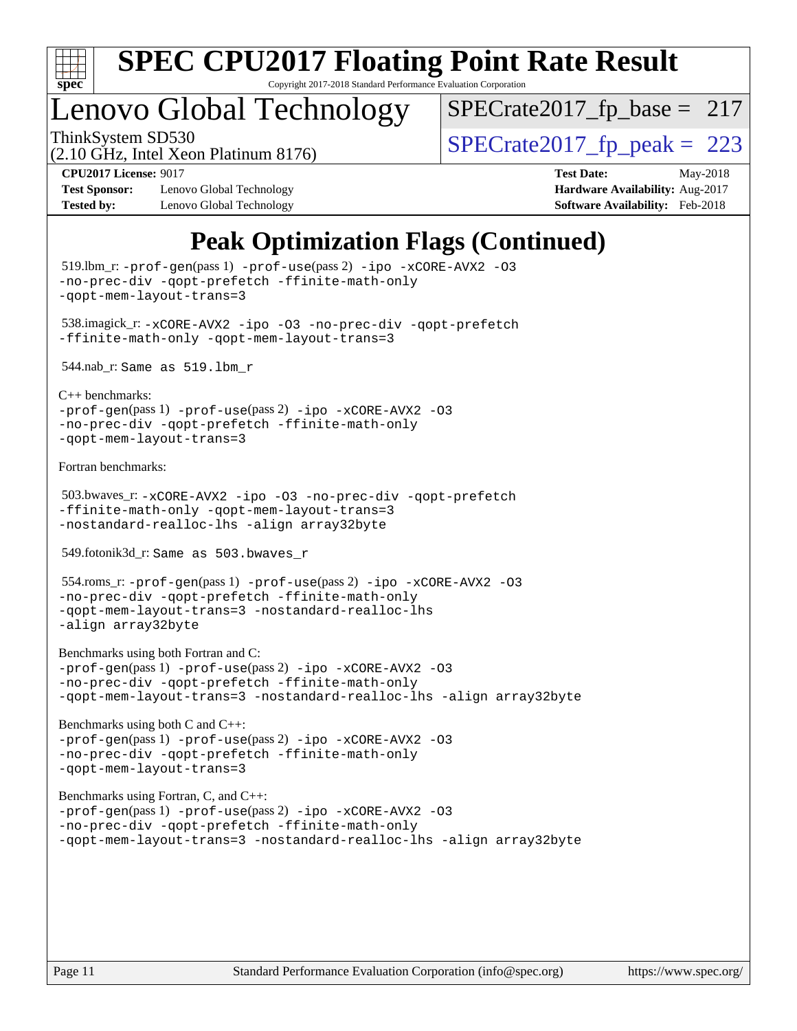# Peak Optimization Flags (Continued)

519.lbm_r: `-prof-gen`(pass 1) `-prof-use`(pass 2) `-ipo -xCORE-AVX2 -O3 -no-prec-div -qopt-prefetch -ffinite-math-only -qopt-mem-layout-trans=3`

538.imagick_r: `-xCORE-AVX2 -ipo -O3 -no-prec-div -qopt-prefetch -ffinite-math-only -qopt-mem-layout-trans=3`

544.nab_r: `Same as 519.lbm_r`

C++ benchmarks:
`-prof-gen`(pass 1) `-prof-use`(pass 2) `-ipo -xCORE-AVX2 -O3 -no-prec-div -qopt-prefetch -ffinite-math-only -qopt-mem-layout-trans=3`

Fortran benchmarks:

503.bwaves_r: `-xCORE-AVX2 -ipo -O3 -no-prec-div -qopt-prefetch -ffinite-math-only -qopt-mem-layout-trans=3 -nostandard-realloc-lhs -align array32byte`

549.fotonik3d_r: `Same as 503.bwaves_r`

554.roms_r: `-prof-gen`(pass 1) `-prof-use`(pass 2) `-ipo -xCORE-AVX2 -O3 -no-prec-div -qopt-prefetch -ffinite-math-only -qopt-mem-layout-trans=3 -nostandard-realloc-lhs -align array32byte`

Benchmarks using both Fortran and C:
`-prof-gen`(pass 1) `-prof-use`(pass 2) `-ipo -xCORE-AVX2 -O3 -no-prec-div -qopt-prefetch -ffinite-math-only -qopt-mem-layout-trans=3 -nostandard-realloc-lhs -align array32byte`

Benchmarks using both C and C++:
`-prof-gen`(pass 1) `-prof-use`(pass 2) `-ipo -xCORE-AVX2 -O3 -no-prec-div -qopt-prefetch -ffinite-math-only -qopt-mem-layout-trans=3`

Benchmarks using Fortran, C, and C++:
`-prof-gen`(pass 1) `-prof-use`(pass 2) `-ipo -xCORE-AVX2 -O3 -no-prec-div -qopt-prefetch -ffinite-math-only -qopt-mem-layout-trans=3 -nostandard-realloc-lhs -align array32byte`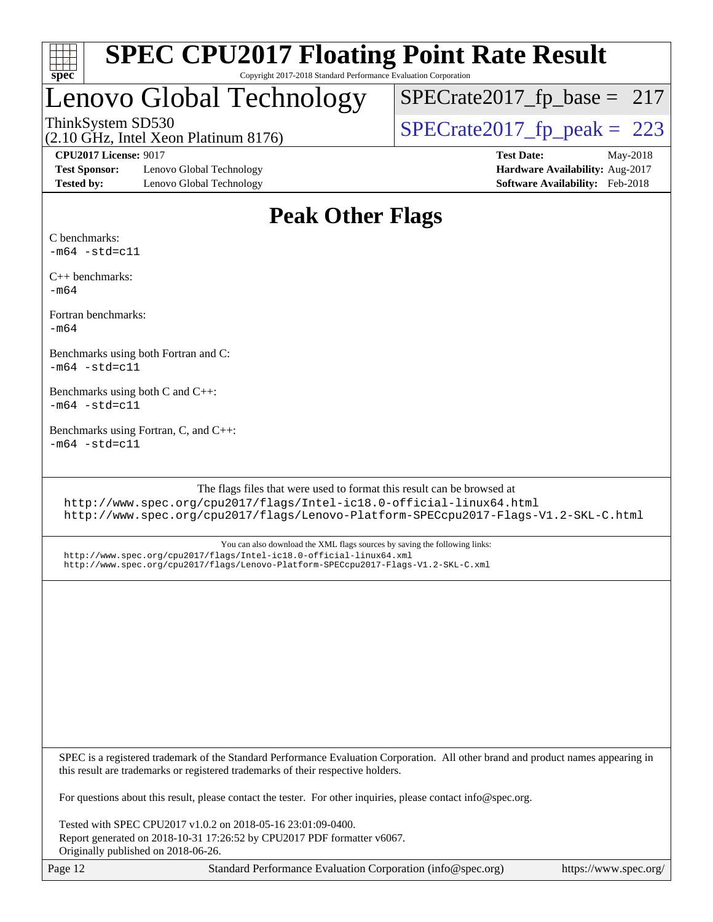# Peak Other Flags

C benchmarks:
-m64 -std=c11

C++ benchmarks:
-m64

Fortran benchmarks:
-m64

Benchmarks using both Fortran and C:
-m64 -std=c11

Benchmarks using both C and C++:
-m64 -std=c11

Benchmarks using Fortran, C, and C++:
-m64 -std=c11

The flags files that were used to format this result can be browsed at
http://www.spec.org/cpu2017/flags/Intel-ic18.0-official-linux64.html
http://www.spec.org/cpu2017/flags/Lenovo-Platform-SPECcpu2017-Flags-V1.2-SKL-C.html

You can also download the XML flags sources by saving the following links:
http://www.spec.org/cpu2017/flags/Intel-ic18.0-official-linux64.xml
http://www.spec.org/cpu2017/flags/Lenovo-Platform-SPECcpu2017-Flags-V1.2-SKL-C.xml

SPEC is a registered trademark of the Standard Performance Evaluation Corporation. All other brand and product names appearing in this result are trademarks or registered trademarks of their respective holders.

For questions about this result, please contact the tester. For other inquiries, please contact info@spec.org.

Tested with SPEC CPU2017 v1.0.2 on 2018-05-16 23:01:09-0400.
Report generated on 2018-10-31 17:26:52 by CPU2017 PDF formatter v6067.
Originally published on 2018-06-26.